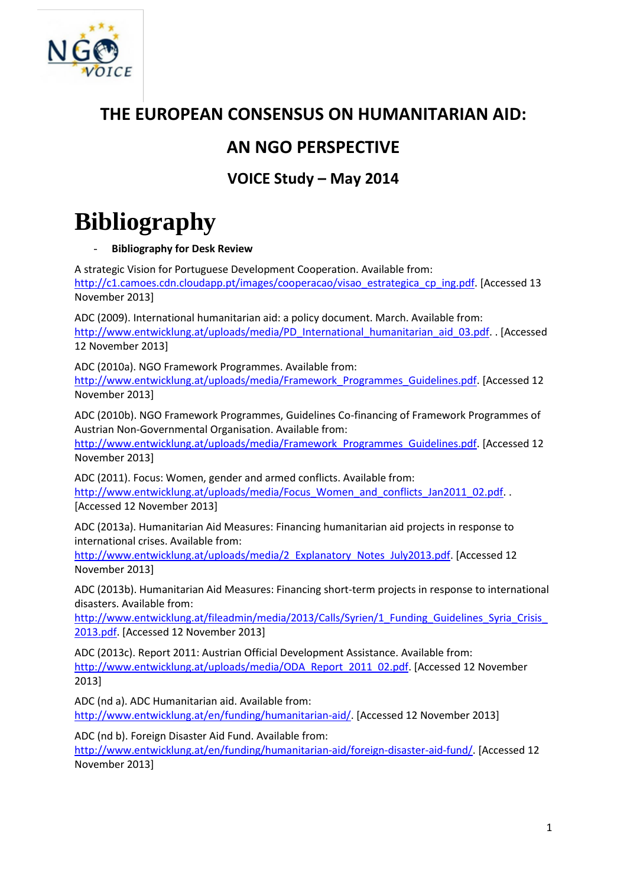# THE EUROPEAN CONSENSUS ON HUMANITARIAN AID:

# AN NGO PERSPECTIVE

## VOICE Study – May 2014

# Bibliography

- **Bibliography for Desk Review**

A strategic Vision for Portuguese Development Cooperation. Available from: http://c1.camoes.cdn.cloudapp.pt/images/cooperacao/visao_estrategica_cp_ing.pdf. [Accessed 13 November 2013]

ADC (2009). International humanitarian aid: a policy document. March. Available from: http://www.entwicklung.at/uploads/media/PD_International_humanitarian_aid_03.pdf. . [Accessed 12 November 2013]

ADC (2010a). NGO Framework Programmes. Available from: http://www.entwicklung.at/uploads/media/Framework_Programmes_Guidelines.pdf. [Accessed 12 November 2013]

ADC (2010b). NGO Framework Programmes, Guidelines Co-financing of Framework Programmes of Austrian Non-Governmental Organisation. Available from: http://www.entwicklung.at/uploads/media/Framework_Programmes_Guidelines.pdf. [Accessed 12 November 2013]

ADC (2011). Focus: Women, gender and armed conflicts. Available from: http://www.entwicklung.at/uploads/media/Focus_Women_and_conflicts_Jan2011_02.pdf. . [Accessed 12 November 2013]

ADC (2013a). Humanitarian Aid Measures: Financing humanitarian aid projects in response to international crises. Available from: http://www.entwicklung.at/uploads/media/2_Explanatory_Notes_July2013.pdf. [Accessed 12 November 2013]

ADC (2013b). Humanitarian Aid Measures: Financing short-term projects in response to international disasters. Available from: http://www.entwicklung.at/fileadmin/media/2013/Calls/Syrien/1_Funding_Guidelines_Syria_Crisis_2013.pdf. [Accessed 12 November 2013]

ADC (2013c). Report 2011: Austrian Official Development Assistance. Available from: http://www.entwicklung.at/uploads/media/ODA_Report_2011_02.pdf. [Accessed 12 November 2013]

ADC (nd a). ADC Humanitarian aid. Available from: http://www.entwicklung.at/en/funding/humanitarian-aid/. [Accessed 12 November 2013]

ADC (nd b). Foreign Disaster Aid Fund. Available from: http://www.entwicklung.at/en/funding/humanitarian-aid/foreign-disaster-aid-fund/. [Accessed 12 November 2013]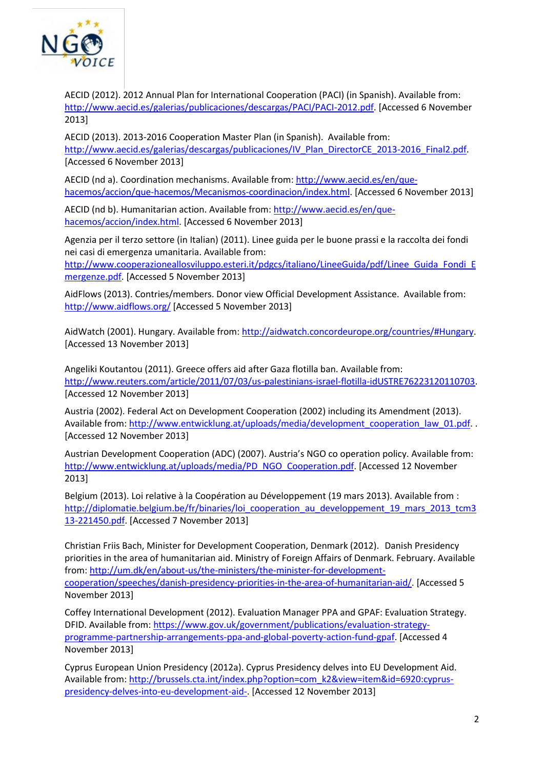AECID (2012). 2012 Annual Plan for International Cooperation (PACI) (in Spanish). Available from: http://www.aecid.es/galerias/publicaciones/descargas/PACI/PACI-2012.pdf. [Accessed 6 November 2013]

AECID (2013). 2013-2016 Cooperation Master Plan (in Spanish). Available from: http://www.aecid.es/galerias/descargas/publicaciones/IV_Plan_DirectorCE_2013-2016_Final2.pdf. [Accessed 6 November 2013]

AECID (nd a). Coordination mechanisms. Available from: http://www.aecid.es/en/que-hacemos/accion/que-hacemos/Mecanismos-coordinacion/index.html. [Accessed 6 November 2013]

AECID (nd b). Humanitarian action. Available from: http://www.aecid.es/en/que-hacemos/accion/index.html. [Accessed 6 November 2013]

Agenzia per il terzo settore (in Italian) (2011). Linee guida per le buone prassi e la raccolta dei fondi nei casi di emergenza umanitaria. Available from: http://www.cooperazioneallosviluppo.esteri.it/pdgcs/italiano/LineeGuida/pdf/Linee_Guida_Fondi_Emergenze.pdf. [Accessed 5 November 2013]

AidFlows (2013). Contries/members. Donor view Official Development Assistance. Available from: http://www.aidflows.org/ [Accessed 5 November 2013]

AidWatch (2001). Hungary. Available from: http://aidwatch.concordeurope.org/countries/#Hungary. [Accessed 13 November 2013]

Angeliki Koutantou (2011). Greece offers aid after Gaza flotilla ban. Available from: http://www.reuters.com/article/2011/07/03/us-palestinians-israel-flotilla-idUSTRE76223120110703. [Accessed 12 November 2013]

Austria (2002). Federal Act on Development Cooperation (2002) including its Amendment (2013). Available from: http://www.entwicklung.at/uploads/media/development_cooperation_law_01.pdf. . [Accessed 12 November 2013]

Austrian Development Cooperation (ADC) (2007). Austria's NGO co operation policy. Available from: http://www.entwicklung.at/uploads/media/PD_NGO_Cooperation.pdf. [Accessed 12 November 2013]

Belgium (2013). Loi relative à la Coopération au Développement (19 mars 2013). Available from : http://diplomatie.belgium.be/fr/binaries/loi_cooperation_au_developpement_19_mars_2013_tcm313-221450.pdf. [Accessed 7 November 2013]

Christian Friis Bach, Minister for Development Cooperation, Denmark (2012). Danish Presidency priorities in the area of humanitarian aid. Ministry of Foreign Affairs of Denmark. February. Available from: http://um.dk/en/about-us/the-ministers/the-minister-for-development-cooperation/speeches/danish-presidency-priorities-in-the-area-of-humanitarian-aid/. [Accessed 5 November 2013]

Coffey International Development (2012). Evaluation Manager PPA and GPAF: Evaluation Strategy. DFID. Available from: https://www.gov.uk/government/publications/evaluation-strategy-programme-partnership-arrangements-ppa-and-global-poverty-action-fund-gpaf. [Accessed 4 November 2013]

Cyprus European Union Presidency (2012a). Cyprus Presidency delves into EU Development Aid. Available from: http://brussels.cta.int/index.php?option=com_k2&view=item&id=6920:cyprus-presidency-delves-into-eu-development-aid-. [Accessed 12 November 2013]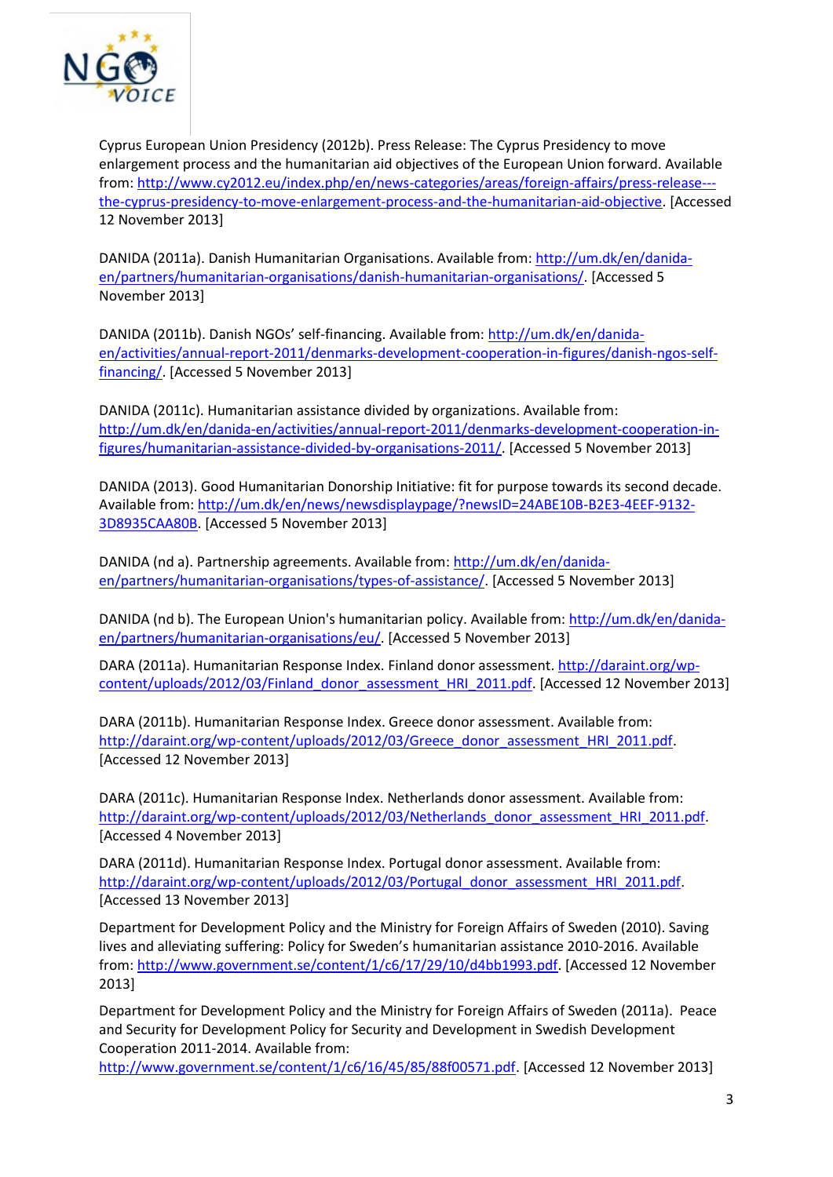Cyprus European Union Presidency (2012b). Press Release: The Cyprus Presidency to move enlargement process and the humanitarian aid objectives of the European Union forward. Available from: http://www.cy2012.eu/index.php/en/news-categories/areas/foreign-affairs/press-release---the-cyprus-presidency-to-move-enlargement-process-and-the-humanitarian-aid-objective. [Accessed 12 November 2013]

DANIDA (2011a). Danish Humanitarian Organisations. Available from: http://um.dk/en/danida-en/partners/humanitarian-organisations/danish-humanitarian-organisations/. [Accessed 5 November 2013]

DANIDA (2011b). Danish NGOs' self-financing. Available from: http://um.dk/en/danida-en/activities/annual-report-2011/denmarks-development-cooperation-in-figures/danish-ngos-self-financing/. [Accessed 5 November 2013]

DANIDA (2011c). Humanitarian assistance divided by organizations. Available from: http://um.dk/en/danida-en/activities/annual-report-2011/denmarks-development-cooperation-in-figures/humanitarian-assistance-divided-by-organisations-2011/. [Accessed 5 November 2013]

DANIDA (2013). Good Humanitarian Donorship Initiative: fit for purpose towards its second decade. Available from: http://um.dk/en/news/newsdisplaypage/?newsID=24ABE10B-B2E3-4EEF-9132-3D8935CAA80B. [Accessed 5 November 2013]

DANIDA (nd a). Partnership agreements. Available from: http://um.dk/en/danida-en/partners/humanitarian-organisations/types-of-assistance/. [Accessed 5 November 2013]

DANIDA (nd b). The European Union's humanitarian policy. Available from: http://um.dk/en/danida-en/partners/humanitarian-organisations/eu/. [Accessed 5 November 2013]

DARA (2011a). Humanitarian Response Index. Finland donor assessment. http://daraint.org/wp-content/uploads/2012/03/Finland_donor_assessment_HRI_2011.pdf. [Accessed 12 November 2013]

DARA (2011b). Humanitarian Response Index. Greece donor assessment. Available from: http://daraint.org/wp-content/uploads/2012/03/Greece_donor_assessment_HRI_2011.pdf. [Accessed 12 November 2013]

DARA (2011c). Humanitarian Response Index. Netherlands donor assessment. Available from: http://daraint.org/wp-content/uploads/2012/03/Netherlands_donor_assessment_HRI_2011.pdf. [Accessed 4 November 2013]

DARA (2011d). Humanitarian Response Index. Portugal donor assessment. Available from: http://daraint.org/wp-content/uploads/2012/03/Portugal_donor_assessment_HRI_2011.pdf. [Accessed 13 November 2013]

Department for Development Policy and the Ministry for Foreign Affairs of Sweden (2010). Saving lives and alleviating suffering: Policy for Sweden's humanitarian assistance 2010-2016. Available from: http://www.government.se/content/1/c6/17/29/10/d4bb1993.pdf. [Accessed 12 November 2013]

Department for Development Policy and the Ministry for Foreign Affairs of Sweden (2011a). Peace and Security for Development Policy for Security and Development in Swedish Development Cooperation 2011-2014. Available from: http://www.government.se/content/1/c6/16/45/85/88f00571.pdf. [Accessed 12 November 2013]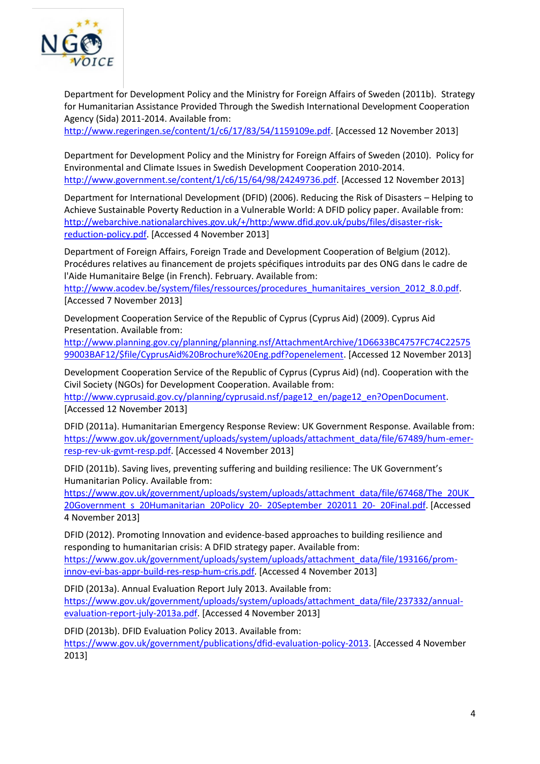Department for Development Policy and the Ministry for Foreign Affairs of Sweden (2011b). Strategy for Humanitarian Assistance Provided Through the Swedish International Development Cooperation Agency (Sida) 2011-2014. Available from: http://www.regeringen.se/content/1/c6/17/83/54/1159109e.pdf. [Accessed 12 November 2013]

Department for Development Policy and the Ministry for Foreign Affairs of Sweden (2010). Policy for Environmental and Climate Issues in Swedish Development Cooperation 2010-2014. http://www.government.se/content/1/c6/15/64/98/24249736.pdf. [Accessed 12 November 2013]

Department for International Development (DFID) (2006). Reducing the Risk of Disasters – Helping to Achieve Sustainable Poverty Reduction in a Vulnerable World: A DFID policy paper. Available from: http://webarchive.nationalarchives.gov.uk/+/http:/www.dfid.gov.uk/pubs/files/disaster-risk-reduction-policy.pdf. [Accessed 4 November 2013]

Department of Foreign Affairs, Foreign Trade and Development Cooperation of Belgium (2012). Procédures relatives au financement de projets spécifiques introduits par des ONG dans le cadre de l'Aide Humanitaire Belge (in French). February. Available from: http://www.acodev.be/system/files/ressources/procedures_humanitaires_version_2012_8.0.pdf. [Accessed 7 November 2013]

Development Cooperation Service of the Republic of Cyprus (Cyprus Aid) (2009). Cyprus Aid Presentation. Available from: http://www.planning.gov.cy/planning/planning.nsf/AttachmentArchive/1D6633BC4757FC74C2257599003BAF12/$file/CyprusAid%20Brochure%20Eng.pdf?openelement. [Accessed 12 November 2013]

Development Cooperation Service of the Republic of Cyprus (Cyprus Aid) (nd). Cooperation with the Civil Society (NGOs) for Development Cooperation. Available from: http://www.cyprusaid.gov.cy/planning/cyprusaid.nsf/page12_en/page12_en?OpenDocument. [Accessed 12 November 2013]

DFID (2011a). Humanitarian Emergency Response Review: UK Government Response. Available from: https://www.gov.uk/government/uploads/system/uploads/attachment_data/file/67489/hum-emer-resp-rev-uk-gvmt-resp.pdf. [Accessed 4 November 2013]

DFID (2011b). Saving lives, preventing suffering and building resilience: The UK Government's Humanitarian Policy. Available from: https://www.gov.uk/government/uploads/system/uploads/attachment_data/file/67468/The_20UK_20Government_s_20Humanitarian_20Policy_20-_20September_202011_20-_20Final.pdf. [Accessed 4 November 2013]

DFID (2012). Promoting Innovation and evidence-based approaches to building resilience and responding to humanitarian crisis: A DFID strategy paper. Available from: https://www.gov.uk/government/uploads/system/uploads/attachment_data/file/193166/prom-innov-evi-bas-appr-build-res-resp-hum-cris.pdf. [Accessed 4 November 2013]

DFID (2013a). Annual Evaluation Report July 2013. Available from: https://www.gov.uk/government/uploads/system/uploads/attachment_data/file/237332/annual-evaluation-report-july-2013a.pdf. [Accessed 4 November 2013]

DFID (2013b). DFID Evaluation Policy 2013. Available from: https://www.gov.uk/government/publications/dfid-evaluation-policy-2013. [Accessed 4 November 2013]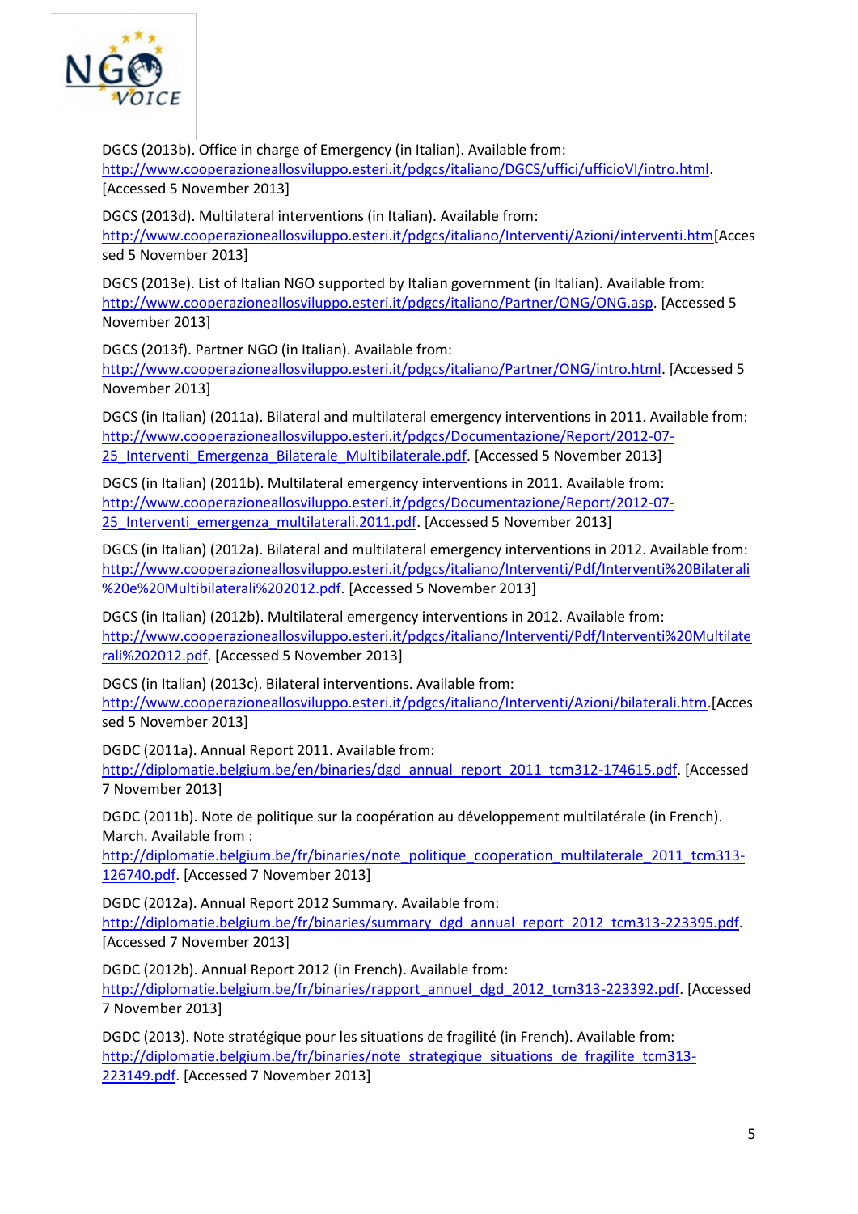DGCS (2013b). Office in charge of Emergency (in Italian). Available from: http://www.cooperazioneallosviluppo.esteri.it/pdgcs/italiano/DGCS/uffici/ufficioVI/intro.html. [Accessed 5 November 2013]

DGCS (2013d). Multilateral interventions (in Italian). Available from: http://www.cooperazioneallosviluppo.esteri.it/pdgcs/italiano/Interventi/Azioni/interventi.htm[Accessed 5 November 2013]

DGCS (2013e). List of Italian NGO supported by Italian government (in Italian). Available from: http://www.cooperazioneallosviluppo.esteri.it/pdgcs/italiano/Partner/ONG/ONG.asp. [Accessed 5 November 2013]

DGCS (2013f). Partner NGO (in Italian). Available from: http://www.cooperazioneallosviluppo.esteri.it/pdgcs/italiano/Partner/ONG/intro.html. [Accessed 5 November 2013]

DGCS (in Italian) (2011a). Bilateral and multilateral emergency interventions in 2011. Available from: http://www.cooperazioneallosviluppo.esteri.it/pdgcs/Documentazione/Report/2012-07-25_Interventi_Emergenza_Bilaterale_Multibilaterale.pdf. [Accessed 5 November 2013]

DGCS (in Italian) (2011b). Multilateral emergency interventions in 2011. Available from: http://www.cooperazioneallosviluppo.esteri.it/pdgcs/Documentazione/Report/2012-07-25_Interventi_emergenza_multilaterali.2011.pdf. [Accessed 5 November 2013]

DGCS (in Italian) (2012a). Bilateral and multilateral emergency interventions in 2012. Available from: http://www.cooperazioneallosviluppo.esteri.it/pdgcs/italiano/Interventi/Pdf/Interventi%20Bilaterali%20e%20Multibilaterali%202012.pdf. [Accessed 5 November 2013]

DGCS (in Italian) (2012b). Multilateral emergency interventions in 2012. Available from: http://www.cooperazioneallosviluppo.esteri.it/pdgcs/italiano/Interventi/Pdf/Interventi%20Multilaterali%202012.pdf. [Accessed 5 November 2013]

DGCS (in Italian) (2013c). Bilateral interventions. Available from: http://www.cooperazioneallosviluppo.esteri.it/pdgcs/italiano/Interventi/Azioni/bilaterali.htm.[Accessed 5 November 2013]

DGDC (2011a). Annual Report 2011. Available from: http://diplomatie.belgium.be/en/binaries/dgd_annual_report_2011_tcm312-174615.pdf. [Accessed 7 November 2013]

DGDC (2011b). Note de politique sur la coopération au développement multilatérale (in French). March. Available from : http://diplomatie.belgium.be/fr/binaries/note_politique_cooperation_multilaterale_2011_tcm313-126740.pdf. [Accessed 7 November 2013]

DGDC (2012a). Annual Report 2012 Summary. Available from: http://diplomatie.belgium.be/fr/binaries/summary_dgd_annual_report_2012_tcm313-223395.pdf. [Accessed 7 November 2013]

DGDC (2012b). Annual Report 2012 (in French). Available from: http://diplomatie.belgium.be/fr/binaries/rapport_annuel_dgd_2012_tcm313-223392.pdf. [Accessed 7 November 2013]

DGDC (2013). Note stratégique pour les situations de fragilité (in French). Available from: http://diplomatie.belgium.be/fr/binaries/note_strategique_situations_de_fragilite_tcm313-223149.pdf. [Accessed 7 November 2013]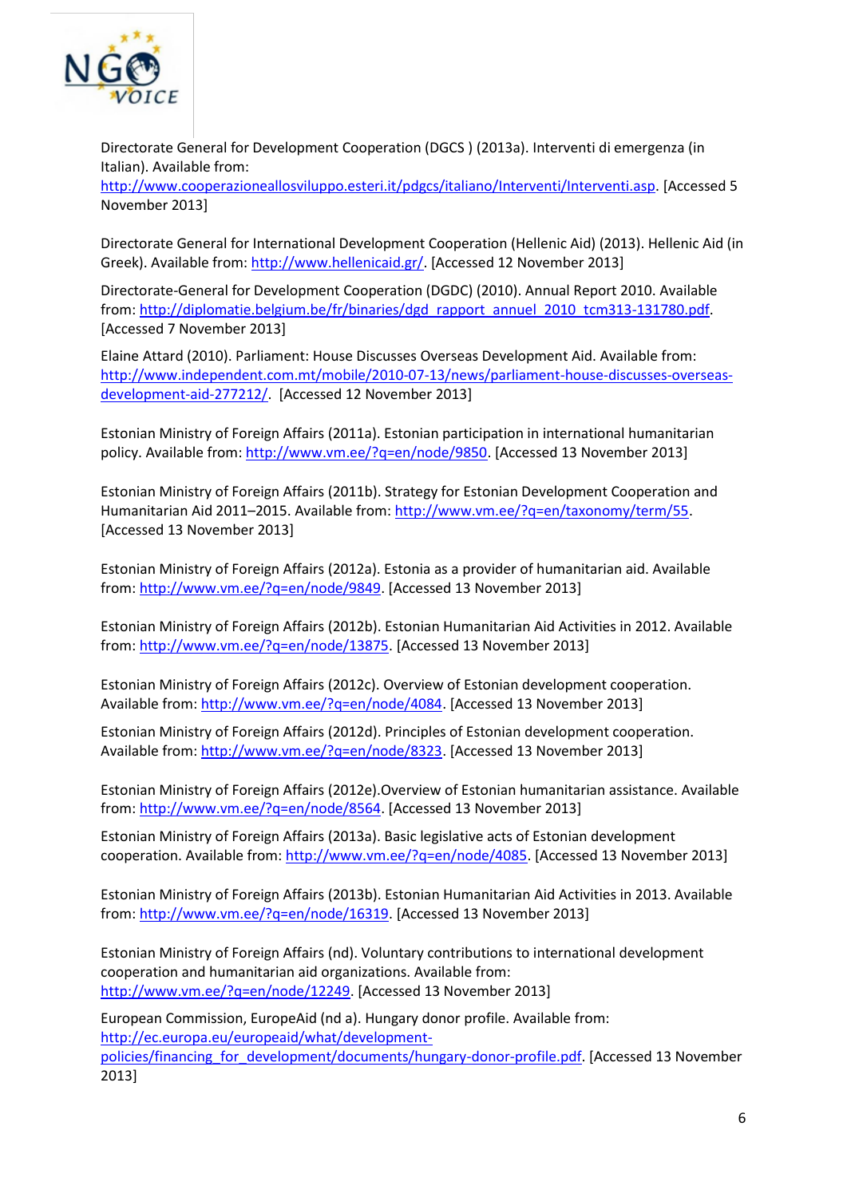Directorate General for Development Cooperation (DGCS ) (2013a). Interventi di emergenza (in Italian). Available from: http://www.cooperazioneallosviluppo.esteri.it/pdgcs/italiano/Interventi/Interventi.asp. [Accessed 5 November 2013]

Directorate General for International Development Cooperation (Hellenic Aid) (2013). Hellenic Aid (in Greek). Available from: http://www.hellenicaid.gr/. [Accessed 12 November 2013]

Directorate-General for Development Cooperation (DGDC) (2010). Annual Report 2010. Available from: http://diplomatie.belgium.be/fr/binaries/dgd_rapport_annuel_2010_tcm313-131780.pdf. [Accessed 7 November 2013]

Elaine Attard (2010). Parliament: House Discusses Overseas Development Aid. Available from: http://www.independent.com.mt/mobile/2010-07-13/news/parliament-house-discusses-overseas-development-aid-277212/. [Accessed 12 November 2013]

Estonian Ministry of Foreign Affairs (2011a). Estonian participation in international humanitarian policy. Available from: http://www.vm.ee/?q=en/node/9850. [Accessed 13 November 2013]

Estonian Ministry of Foreign Affairs (2011b). Strategy for Estonian Development Cooperation and Humanitarian Aid 2011–2015. Available from: http://www.vm.ee/?q=en/taxonomy/term/55. [Accessed 13 November 2013]

Estonian Ministry of Foreign Affairs (2012a). Estonia as a provider of humanitarian aid. Available from: http://www.vm.ee/?q=en/node/9849. [Accessed 13 November 2013]

Estonian Ministry of Foreign Affairs (2012b). Estonian Humanitarian Aid Activities in 2012. Available from: http://www.vm.ee/?q=en/node/13875. [Accessed 13 November 2013]

Estonian Ministry of Foreign Affairs (2012c). Overview of Estonian development cooperation. Available from: http://www.vm.ee/?q=en/node/4084. [Accessed 13 November 2013]

Estonian Ministry of Foreign Affairs (2012d). Principles of Estonian development cooperation. Available from: http://www.vm.ee/?q=en/node/8323. [Accessed 13 November 2013]

Estonian Ministry of Foreign Affairs (2012e).Overview of Estonian humanitarian assistance. Available from: http://www.vm.ee/?q=en/node/8564. [Accessed 13 November 2013]

Estonian Ministry of Foreign Affairs (2013a). Basic legislative acts of Estonian development cooperation. Available from: http://www.vm.ee/?q=en/node/4085. [Accessed 13 November 2013]

Estonian Ministry of Foreign Affairs (2013b). Estonian Humanitarian Aid Activities in 2013. Available from: http://www.vm.ee/?q=en/node/16319. [Accessed 13 November 2013]

Estonian Ministry of Foreign Affairs (nd). Voluntary contributions to international development cooperation and humanitarian aid organizations. Available from: http://www.vm.ee/?q=en/node/12249. [Accessed 13 November 2013]

European Commission, EuropeAid (nd a). Hungary donor profile. Available from: http://ec.europa.eu/europeaid/what/development-policies/financing_for_development/documents/hungary-donor-profile.pdf. [Accessed 13 November 2013]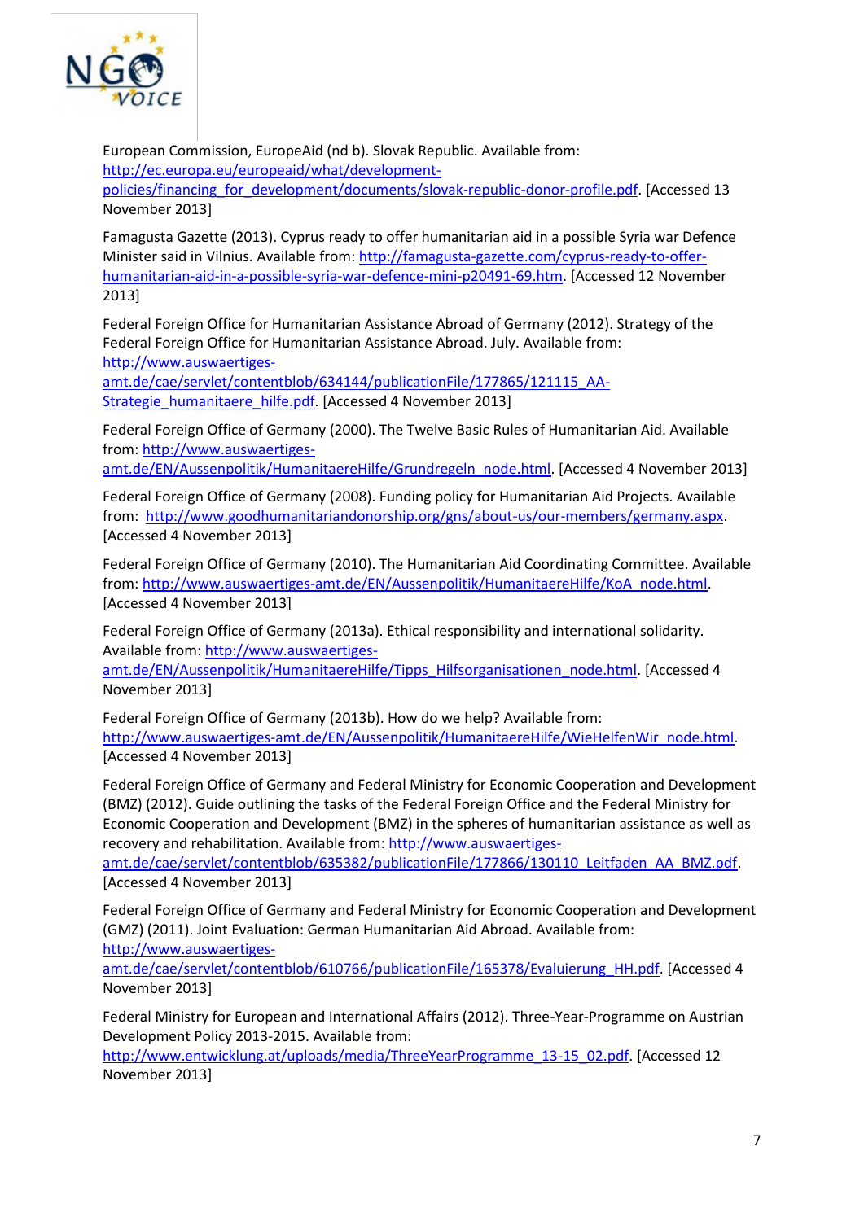European Commission, EuropeAid (nd b). Slovak Republic. Available from: http://ec.europa.eu/europeaid/what/development-policies/financing_for_development/documents/slovak-republic-donor-profile.pdf. [Accessed 13 November 2013]

Famagusta Gazette (2013). Cyprus ready to offer humanitarian aid in a possible Syria war Defence Minister said in Vilnius. Available from: http://famagusta-gazette.com/cyprus-ready-to-offer-humanitarian-aid-in-a-possible-syria-war-defence-mini-p20491-69.htm. [Accessed 12 November 2013]

Federal Foreign Office for Humanitarian Assistance Abroad of Germany (2012). Strategy of the Federal Foreign Office for Humanitarian Assistance Abroad. July. Available from: http://www.auswaertiges-amt.de/cae/servlet/contentblob/634144/publicationFile/177865/121115_AA-Strategie_humanitaere_hilfe.pdf. [Accessed 4 November 2013]

Federal Foreign Office of Germany (2000). The Twelve Basic Rules of Humanitarian Aid. Available from: http://www.auswaertiges-amt.de/EN/Aussenpolitik/HumanitaereHilfe/Grundregeln_node.html. [Accessed 4 November 2013]

Federal Foreign Office of Germany (2008). Funding policy for Humanitarian Aid Projects. Available from: http://www.goodhumanitariandonorship.org/gns/about-us/our-members/germany.aspx. [Accessed 4 November 2013]

Federal Foreign Office of Germany (2010). The Humanitarian Aid Coordinating Committee. Available from: http://www.auswaertiges-amt.de/EN/Aussenpolitik/HumanitaereHilfe/KoA_node.html. [Accessed 4 November 2013]

Federal Foreign Office of Germany (2013a). Ethical responsibility and international solidarity. Available from: http://www.auswaertiges-amt.de/EN/Aussenpolitik/HumanitaereHilfe/Tipps_Hilfsorganisationen_node.html. [Accessed 4 November 2013]

Federal Foreign Office of Germany (2013b). How do we help? Available from: http://www.auswaertiges-amt.de/EN/Aussenpolitik/HumanitaereHilfe/WieHelfenWir_node.html. [Accessed 4 November 2013]

Federal Foreign Office of Germany and Federal Ministry for Economic Cooperation and Development (BMZ) (2012). Guide outlining the tasks of the Federal Foreign Office and the Federal Ministry for Economic Cooperation and Development (BMZ) in the spheres of humanitarian assistance as well as recovery and rehabilitation. Available from: http://www.auswaertiges-amt.de/cae/servlet/contentblob/635382/publicationFile/177866/130110_Leitfaden_AA_BMZ.pdf. [Accessed 4 November 2013]

Federal Foreign Office of Germany and Federal Ministry for Economic Cooperation and Development (GMZ) (2011). Joint Evaluation: German Humanitarian Aid Abroad. Available from: http://www.auswaertiges-amt.de/cae/servlet/contentblob/610766/publicationFile/165378/Evaluierung_HH.pdf. [Accessed 4 November 2013]

Federal Ministry for European and International Affairs (2012). Three-Year-Programme on Austrian Development Policy 2013-2015. Available from: http://www.entwicklung.at/uploads/media/ThreeYearProgramme_13-15_02.pdf. [Accessed 12 November 2013]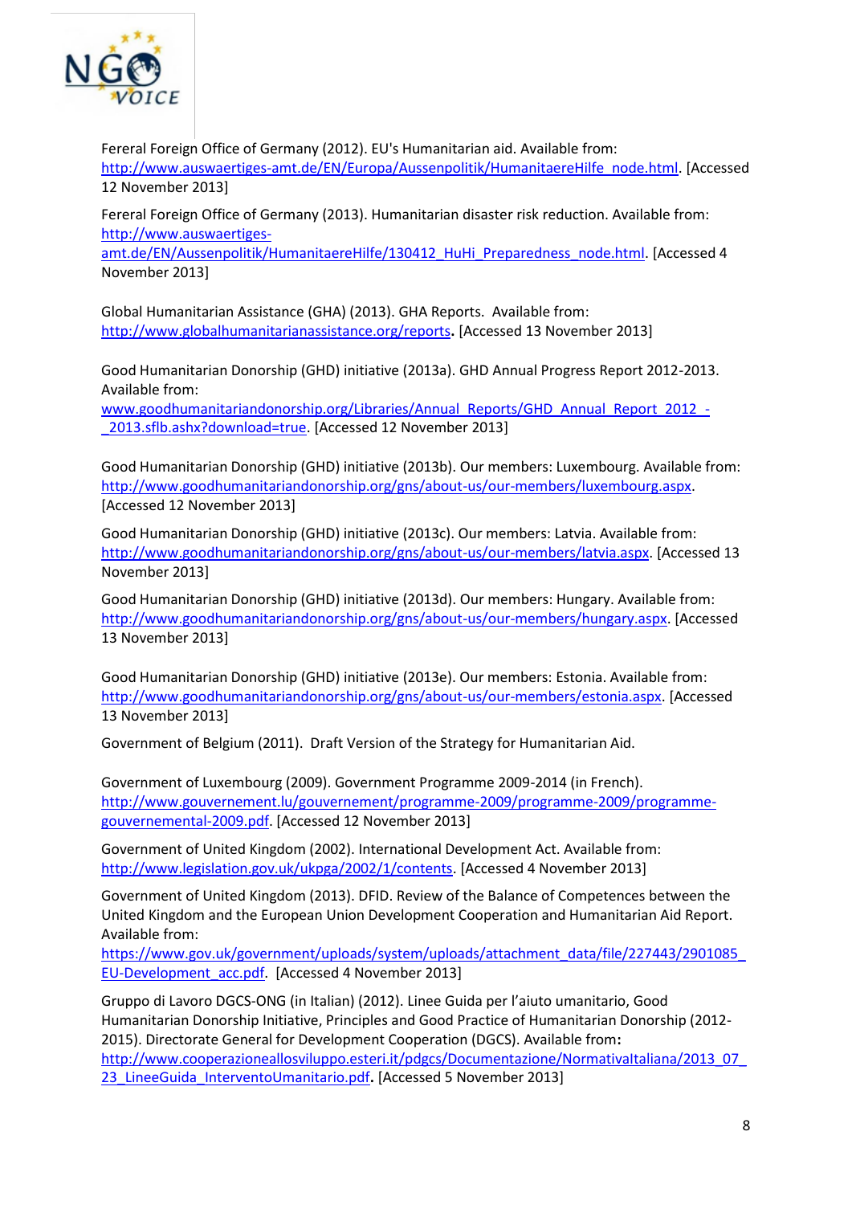Fereral Foreign Office of Germany (2012). EU's Humanitarian aid. Available from: http://www.auswaertiges-amt.de/EN/Europa/Aussenpolitik/HumanitaereHilfe_node.html. [Accessed 12 November 2013]

Fereral Foreign Office of Germany (2013). Humanitarian disaster risk reduction. Available from: http://www.auswaertiges-amt.de/EN/Aussenpolitik/HumanitaereHilfe/130412_HuHi_Preparedness_node.html. [Accessed 4 November 2013]

Global Humanitarian Assistance (GHA) (2013). GHA Reports. Available from: http://www.globalhumanitarianassistance.org/reports. [Accessed 13 November 2013]

Good Humanitarian Donorship (GHD) initiative (2013a). GHD Annual Progress Report 2012-2013. Available from: www.goodhumanitariandonorship.org/Libraries/Annual_Reports/GHD_Annual_Report_2012_-_2013.sflb.ashx?download=true. [Accessed 12 November 2013]

Good Humanitarian Donorship (GHD) initiative (2013b). Our members: Luxembourg. Available from: http://www.goodhumanitariandonorship.org/gns/about-us/our-members/luxembourg.aspx. [Accessed 12 November 2013]

Good Humanitarian Donorship (GHD) initiative (2013c). Our members: Latvia. Available from: http://www.goodhumanitariandonorship.org/gns/about-us/our-members/latvia.aspx. [Accessed 13 November 2013]

Good Humanitarian Donorship (GHD) initiative (2013d). Our members: Hungary. Available from: http://www.goodhumanitariandonorship.org/gns/about-us/our-members/hungary.aspx. [Accessed 13 November 2013]

Good Humanitarian Donorship (GHD) initiative (2013e). Our members: Estonia. Available from: http://www.goodhumanitariandonorship.org/gns/about-us/our-members/estonia.aspx. [Accessed 13 November 2013]

Government of Belgium (2011). Draft Version of the Strategy for Humanitarian Aid.

Government of Luxembourg (2009). Government Programme 2009-2014 (in French). http://www.gouvernement.lu/gouvernement/programme-2009/programme-2009/programme-gouvernemental-2009.pdf. [Accessed 12 November 2013]

Government of United Kingdom (2002). International Development Act. Available from: http://www.legislation.gov.uk/ukpga/2002/1/contents. [Accessed 4 November 2013]

Government of United Kingdom (2013). DFID. Review of the Balance of Competences between the United Kingdom and the European Union Development Cooperation and Humanitarian Aid Report. Available from: https://www.gov.uk/government/uploads/system/uploads/attachment_data/file/227443/2901085_EU-Development_acc.pdf. [Accessed 4 November 2013]

Gruppo di Lavoro DGCS-ONG (in Italian) (2012). Linee Guida per l'aiuto umanitario, Good Humanitarian Donorship Initiative, Principles and Good Practice of Humanitarian Donorship (2012-2015). Directorate General for Development Cooperation (DGCS). Available from: http://www.cooperazioneallosviluppo.esteri.it/pdgcs/Documentazione/NormativaItaliana/2013_07_23_LineeGuida_InterventoUmanitario.pdf. [Accessed 5 November 2013]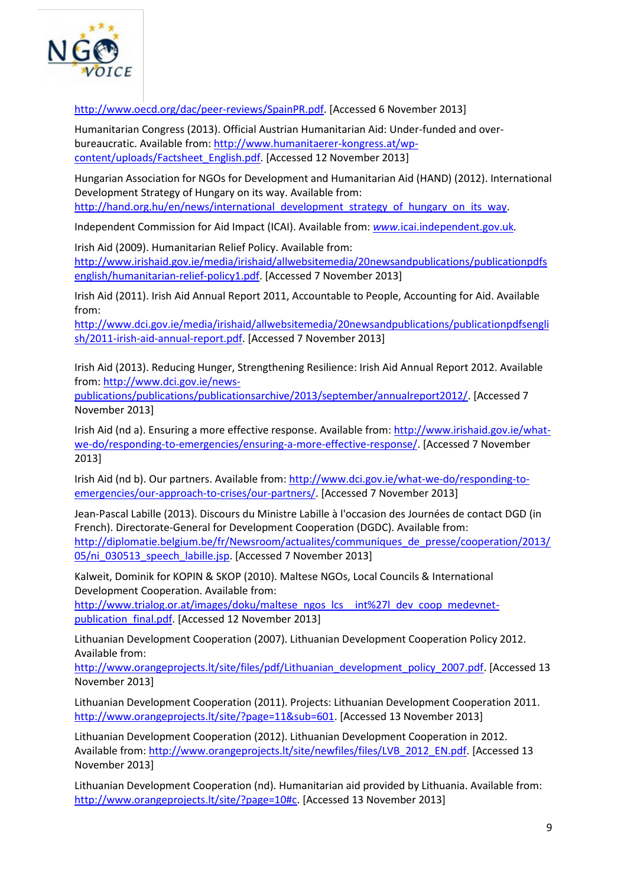http://www.oecd.org/dac/peer-reviews/SpainPR.pdf. [Accessed 6 November 2013]

Humanitarian Congress (2013). Official Austrian Humanitarian Aid: Under-funded and over-bureaucratic. Available from: http://www.humanitaerer-kongress.at/wp-content/uploads/Factsheet_English.pdf. [Accessed 12 November 2013]

Hungarian Association for NGOs for Development and Humanitarian Aid (HAND) (2012). International Development Strategy of Hungary on its way. Available from: http://hand.org.hu/en/news/international_development_strategy_of_hungary_on_its_way.

Independent Commission for Aid Impact (ICAI). Available from: *www*.icai.independent.gov.uk.

Irish Aid (2009). Humanitarian Relief Policy. Available from: http://www.irishaid.gov.ie/media/irishaid/allwebsitemedia/20newsandpublications/publicationpdfsenglish/humanitarian-relief-policy1.pdf. [Accessed 7 November 2013]

Irish Aid (2011). Irish Aid Annual Report 2011, Accountable to People, Accounting for Aid. Available from: http://www.dci.gov.ie/media/irishaid/allwebsitemedia/20newsandpublications/publicationpdfsenglish/2011-irish-aid-annual-report.pdf. [Accessed 7 November 2013]

Irish Aid (2013). Reducing Hunger, Strengthening Resilience: Irish Aid Annual Report 2012. Available from: http://www.dci.gov.ie/news-publications/publications/publicationsarchive/2013/september/annualreport2012/. [Accessed 7 November 2013]

Irish Aid (nd a). Ensuring a more effective response. Available from: http://www.irishaid.gov.ie/what-we-do/responding-to-emergencies/ensuring-a-more-effective-response/. [Accessed 7 November 2013]

Irish Aid (nd b). Our partners. Available from: http://www.dci.gov.ie/what-we-do/responding-to-emergencies/our-approach-to-crises/our-partners/. [Accessed 7 November 2013]

Jean-Pascal Labille (2013). Discours du Ministre Labille à l'occasion des Journées de contact DGD (in French). Directorate-General for Development Cooperation (DGDC). Available from: http://diplomatie.belgium.be/fr/Newsroom/actualites/communiques_de_presse/cooperation/2013/05/ni_030513_speech_labille.jsp. [Accessed 7 November 2013]

Kalweit, Dominik for KOPIN & SKOP (2010). Maltese NGOs, Local Councils & International Development Cooperation. Available from: http://www.trialog.or.at/images/doku/maltese_ngos_lcs__int%27l_dev_coop_medevnet-publication_final.pdf. [Accessed 12 November 2013]

Lithuanian Development Cooperation (2007). Lithuanian Development Cooperation Policy 2012. Available from: http://www.orangeprojects.lt/site/files/pdf/Lithuanian_development_policy_2007.pdf. [Accessed 13 November 2013]

Lithuanian Development Cooperation (2011). Projects: Lithuanian Development Cooperation 2011. http://www.orangeprojects.lt/site/?page=11&sub=601. [Accessed 13 November 2013]

Lithuanian Development Cooperation (2012). Lithuanian Development Cooperation in 2012. Available from: http://www.orangeprojects.lt/site/newfiles/files/LVB_2012_EN.pdf. [Accessed 13 November 2013]

Lithuanian Development Cooperation (nd). Humanitarian aid provided by Lithuania. Available from: http://www.orangeprojects.lt/site/?page=10#c. [Accessed 13 November 2013]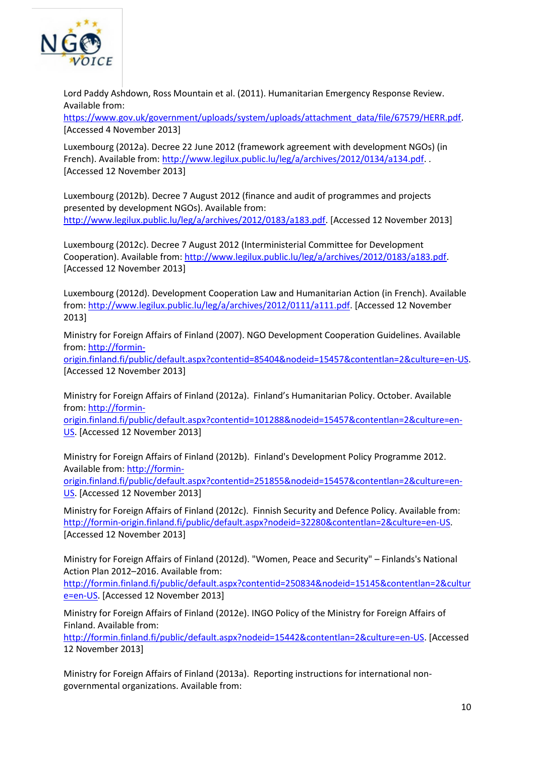Lord Paddy Ashdown, Ross Mountain et al. (2011). Humanitarian Emergency Response Review. Available from: https://www.gov.uk/government/uploads/system/uploads/attachment_data/file/67579/HERR.pdf. [Accessed 4 November 2013]

Luxembourg (2012a). Decree 22 June 2012 (framework agreement with development NGOs) (in French). Available from: http://www.legilux.public.lu/leg/a/archives/2012/0134/a134.pdf. . [Accessed 12 November 2013]

Luxembourg (2012b). Decree 7 August 2012 (finance and audit of programmes and projects presented by development NGOs). Available from: http://www.legilux.public.lu/leg/a/archives/2012/0183/a183.pdf. [Accessed 12 November 2013]

Luxembourg (2012c). Decree 7 August 2012 (Interministerial Committee for Development Cooperation). Available from: http://www.legilux.public.lu/leg/a/archives/2012/0183/a183.pdf. [Accessed 12 November 2013]

Luxembourg (2012d). Development Cooperation Law and Humanitarian Action (in French). Available from: http://www.legilux.public.lu/leg/a/archives/2012/0111/a111.pdf. [Accessed 12 November 2013]

Ministry for Foreign Affairs of Finland (2007). NGO Development Cooperation Guidelines. Available from: http://formin-origin.finland.fi/public/default.aspx?contentid=85404&nodeid=15457&contentlan=2&culture=en-US. [Accessed 12 November 2013]

Ministry for Foreign Affairs of Finland (2012a). Finland's Humanitarian Policy. October. Available from: http://formin-origin.finland.fi/public/default.aspx?contentid=101288&nodeid=15457&contentlan=2&culture=en-US. [Accessed 12 November 2013]

Ministry for Foreign Affairs of Finland (2012b). Finland's Development Policy Programme 2012. Available from: http://formin-origin.finland.fi/public/default.aspx?contentid=251855&nodeid=15457&contentlan=2&culture=en-US. [Accessed 12 November 2013]

Ministry for Foreign Affairs of Finland (2012c). Finnish Security and Defence Policy. Available from: http://formin-origin.finland.fi/public/default.aspx?nodeid=32280&contentlan=2&culture=en-US. [Accessed 12 November 2013]

Ministry for Foreign Affairs of Finland (2012d). "Women, Peace and Security" – Finlands's National Action Plan 2012–2016. Available from: http://formin.finland.fi/public/default.aspx?contentid=250834&nodeid=15145&contentlan=2&culture=en-US. [Accessed 12 November 2013]

Ministry for Foreign Affairs of Finland (2012e). INGO Policy of the Ministry for Foreign Affairs of Finland. Available from: http://formin.finland.fi/public/default.aspx?nodeid=15442&contentlan=2&culture=en-US. [Accessed 12 November 2013]

Ministry for Foreign Affairs of Finland (2013a). Reporting instructions for international non-governmental organizations. Available from: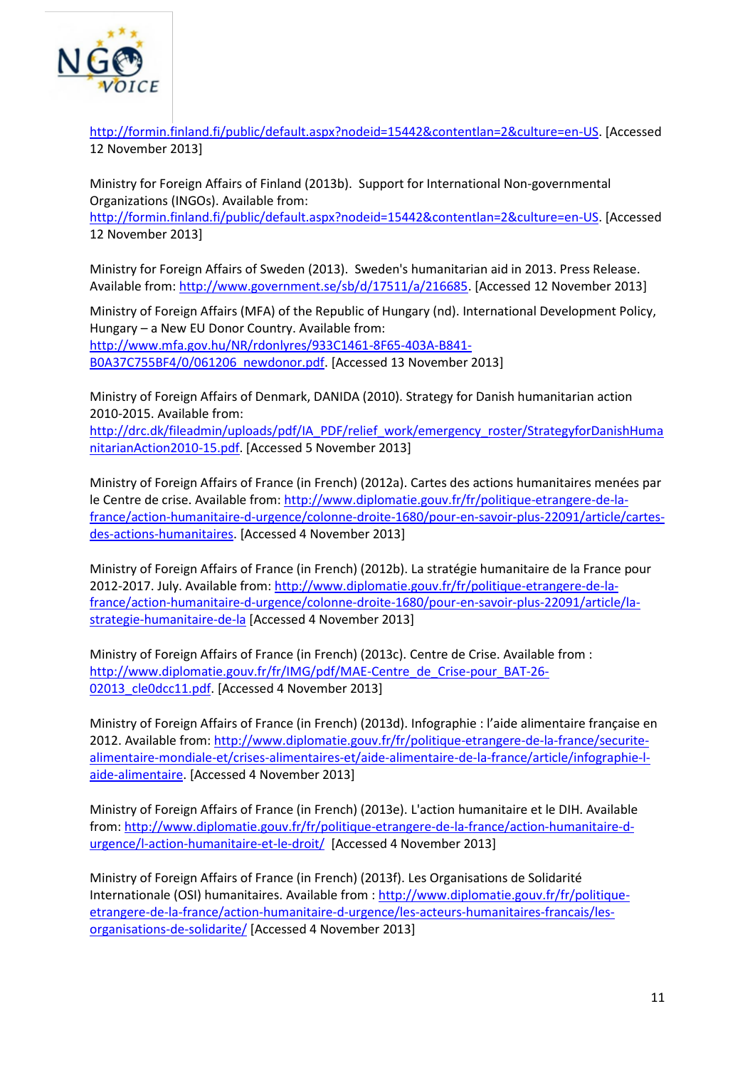http://formin.finland.fi/public/default.aspx?nodeid=15442&contentlan=2&culture=en-US. [Accessed 12 November 2013]

Ministry for Foreign Affairs of Finland (2013b). Support for International Non-governmental Organizations (INGOs). Available from: http://formin.finland.fi/public/default.aspx?nodeid=15442&contentlan=2&culture=en-US. [Accessed 12 November 2013]

Ministry for Foreign Affairs of Sweden (2013). Sweden's humanitarian aid in 2013. Press Release. Available from: http://www.government.se/sb/d/17511/a/216685. [Accessed 12 November 2013]

Ministry of Foreign Affairs (MFA) of the Republic of Hungary (nd). International Development Policy, Hungary – a New EU Donor Country. Available from: http://www.mfa.gov.hu/NR/rdonlyres/933C1461-8F65-403A-B841-B0A37C755BF4/0/061206_newdonor.pdf. [Accessed 13 November 2013]

Ministry of Foreign Affairs of Denmark, DANIDA (2010). Strategy for Danish humanitarian action 2010-2015. Available from: http://drc.dk/fileadmin/uploads/pdf/IA_PDF/relief_work/emergency_roster/StrategyforDanishHumanitarianAction2010-15.pdf. [Accessed 5 November 2013]

Ministry of Foreign Affairs of France (in French) (2012a). Cartes des actions humanitaires menées par le Centre de crise. Available from: http://www.diplomatie.gouv.fr/fr/politique-etrangere-de-la-france/action-humanitaire-d-urgence/colonne-droite-1680/pour-en-savoir-plus-22091/article/cartes-des-actions-humanitaires. [Accessed 4 November 2013]

Ministry of Foreign Affairs of France (in French) (2012b). La stratégie humanitaire de la France pour 2012-2017. July. Available from: http://www.diplomatie.gouv.fr/fr/politique-etrangere-de-la-france/action-humanitaire-d-urgence/colonne-droite-1680/pour-en-savoir-plus-22091/article/la-strategie-humanitaire-de-la [Accessed 4 November 2013]

Ministry of Foreign Affairs of France (in French) (2013c). Centre de Crise. Available from : http://www.diplomatie.gouv.fr/fr/IMG/pdf/MAE-Centre_de_Crise-pour_BAT-26-02013_cle0dcc11.pdf. [Accessed 4 November 2013]

Ministry of Foreign Affairs of France (in French) (2013d). Infographie : l'aide alimentaire française en 2012. Available from: http://www.diplomatie.gouv.fr/fr/politique-etrangere-de-la-france/securite-alimentaire-mondiale-et/crises-alimentaires-et/aide-alimentaire-de-la-france/article/infographie-l-aide-alimentaire. [Accessed 4 November 2013]

Ministry of Foreign Affairs of France (in French) (2013e). L'action humanitaire et le DIH. Available from: http://www.diplomatie.gouv.fr/fr/politique-etrangere-de-la-france/action-humanitaire-d-urgence/l-action-humanitaire-et-le-droit/ [Accessed 4 November 2013]

Ministry of Foreign Affairs of France (in French) (2013f). Les Organisations de Solidarité Internationale (OSI) humanitaires. Available from : http://www.diplomatie.gouv.fr/fr/politique-etrangere-de-la-france/action-humanitaire-d-urgence/les-acteurs-humanitaires-francais/les-organisations-de-solidarite/ [Accessed 4 November 2013]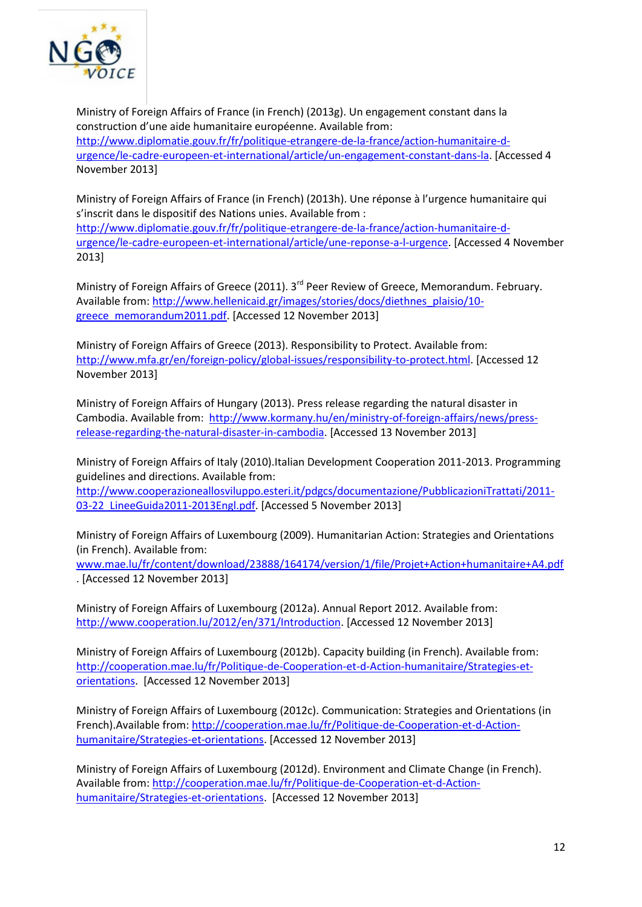Ministry of Foreign Affairs of France (in French) (2013g). Un engagement constant dans la construction d'une aide humanitaire européenne. Available from: http://www.diplomatie.gouv.fr/fr/politique-etrangere-de-la-france/action-humanitaire-d-urgence/le-cadre-europeen-et-international/article/un-engagement-constant-dans-la. [Accessed 4 November 2013]

Ministry of Foreign Affairs of France (in French) (2013h). Une réponse à l'urgence humanitaire qui s'inscrit dans le dispositif des Nations unies. Available from : http://www.diplomatie.gouv.fr/fr/politique-etrangere-de-la-france/action-humanitaire-d-urgence/le-cadre-europeen-et-international/article/une-reponse-a-l-urgence. [Accessed 4 November 2013]

Ministry of Foreign Affairs of Greece (2011). 3rd Peer Review of Greece, Memorandum. February. Available from: http://www.hellenicaid.gr/images/stories/docs/diethnes_plaisio/10-greece_memorandum2011.pdf. [Accessed 12 November 2013]

Ministry of Foreign Affairs of Greece (2013). Responsibility to Protect. Available from: http://www.mfa.gr/en/foreign-policy/global-issues/responsibility-to-protect.html. [Accessed 12 November 2013]

Ministry of Foreign Affairs of Hungary (2013). Press release regarding the natural disaster in Cambodia. Available from: http://www.kormany.hu/en/ministry-of-foreign-affairs/news/press-release-regarding-the-natural-disaster-in-cambodia. [Accessed 13 November 2013]

Ministry of Foreign Affairs of Italy (2010).Italian Development Cooperation 2011-2013. Programming guidelines and directions. Available from: http://www.cooperazioneallosviluppo.esteri.it/pdgcs/documentazione/PubblicazioniTrattati/2011-03-22_LineeGuida2011-2013Engl.pdf. [Accessed 5 November 2013]

Ministry of Foreign Affairs of Luxembourg (2009). Humanitarian Action: Strategies and Orientations (in French). Available from: www.mae.lu/fr/content/download/23888/164174/version/1/file/Projet+Action+humanitaire+A4.pdf. [Accessed 12 November 2013]

Ministry of Foreign Affairs of Luxembourg (2012a). Annual Report 2012. Available from: http://www.cooperation.lu/2012/en/371/Introduction. [Accessed 12 November 2013]

Ministry of Foreign Affairs of Luxembourg (2012b). Capacity building (in French). Available from: http://cooperation.mae.lu/fr/Politique-de-Cooperation-et-d-Action-humanitaire/Strategies-et-orientations. [Accessed 12 November 2013]

Ministry of Foreign Affairs of Luxembourg (2012c). Communication: Strategies and Orientations (in French).Available from: http://cooperation.mae.lu/fr/Politique-de-Cooperation-et-d-Action-humanitaire/Strategies-et-orientations. [Accessed 12 November 2013]

Ministry of Foreign Affairs of Luxembourg (2012d). Environment and Climate Change (in French). Available from: http://cooperation.mae.lu/fr/Politique-de-Cooperation-et-d-Action-humanitaire/Strategies-et-orientations. [Accessed 12 November 2013]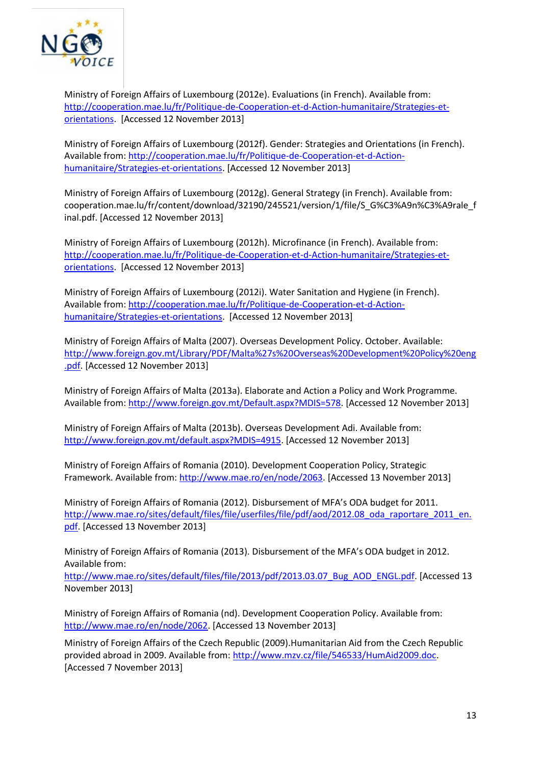Ministry of Foreign Affairs of Luxembourg (2012e). Evaluations (in French). Available from: http://cooperation.mae.lu/fr/Politique-de-Cooperation-et-d-Action-humanitaire/Strategies-et-orientations. [Accessed 12 November 2013]

Ministry of Foreign Affairs of Luxembourg (2012f). Gender: Strategies and Orientations (in French). Available from: http://cooperation.mae.lu/fr/Politique-de-Cooperation-et-d-Action-humanitaire/Strategies-et-orientations. [Accessed 12 November 2013]

Ministry of Foreign Affairs of Luxembourg (2012g). General Strategy (in French). Available from: cooperation.mae.lu/fr/content/download/32190/245521/version/1/file/S_G%C3%A9n%C3%A9rale_final.pdf. [Accessed 12 November 2013]

Ministry of Foreign Affairs of Luxembourg (2012h). Microfinance (in French). Available from: http://cooperation.mae.lu/fr/Politique-de-Cooperation-et-d-Action-humanitaire/Strategies-et-orientations. [Accessed 12 November 2013]

Ministry of Foreign Affairs of Luxembourg (2012i). Water Sanitation and Hygiene (in French). Available from: http://cooperation.mae.lu/fr/Politique-de-Cooperation-et-d-Action-humanitaire/Strategies-et-orientations. [Accessed 12 November 2013]

Ministry of Foreign Affairs of Malta (2007). Overseas Development Policy. October. Available: http://www.foreign.gov.mt/Library/PDF/Malta%27s%20Overseas%20Development%20Policy%20eng.pdf. [Accessed 12 November 2013]

Ministry of Foreign Affairs of Malta (2013a). Elaborate and Action a Policy and Work Programme. Available from: http://www.foreign.gov.mt/Default.aspx?MDIS=578. [Accessed 12 November 2013]

Ministry of Foreign Affairs of Malta (2013b). Overseas Development Adi. Available from: http://www.foreign.gov.mt/default.aspx?MDIS=4915. [Accessed 12 November 2013]

Ministry of Foreign Affairs of Romania (2010). Development Cooperation Policy, Strategic Framework. Available from: http://www.mae.ro/en/node/2063. [Accessed 13 November 2013]

Ministry of Foreign Affairs of Romania (2012). Disbursement of MFA's ODA budget for 2011. http://www.mae.ro/sites/default/files/file/userfiles/file/pdf/aod/2012.08_oda_raportare_2011_en.pdf. [Accessed 13 November 2013]

Ministry of Foreign Affairs of Romania (2013). Disbursement of the MFA's ODA budget in 2012. Available from: http://www.mae.ro/sites/default/files/file/2013/pdf/2013.03.07_Bug_AOD_ENGL.pdf. [Accessed 13 November 2013]

Ministry of Foreign Affairs of Romania (nd). Development Cooperation Policy. Available from: http://www.mae.ro/en/node/2062. [Accessed 13 November 2013]

Ministry of Foreign Affairs of the Czech Republic (2009).Humanitarian Aid from the Czech Republic provided abroad in 2009. Available from: http://www.mzv.cz/file/546533/HumAid2009.doc. [Accessed 7 November 2013]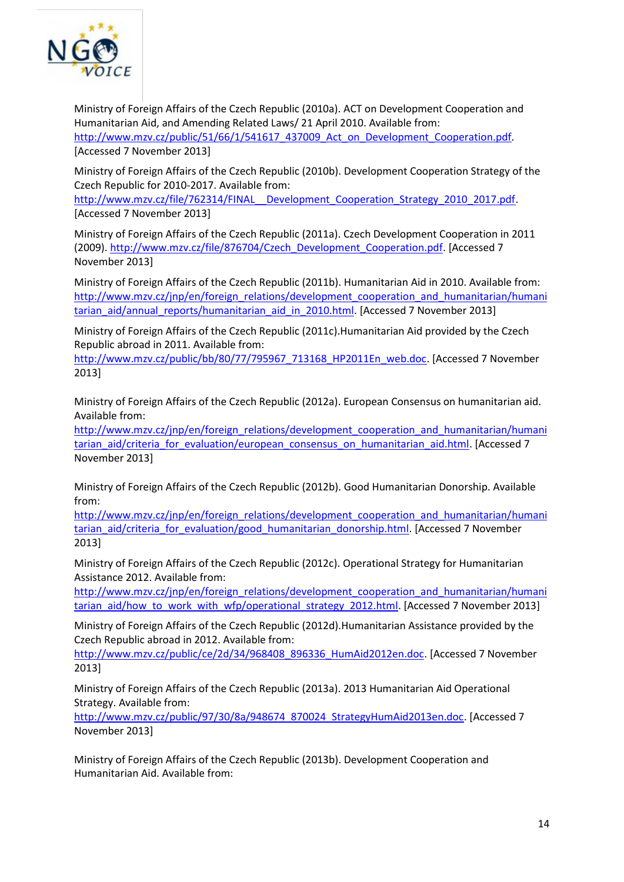Ministry of Foreign Affairs of the Czech Republic (2010a). ACT on Development Cooperation and Humanitarian Aid, and Amending Related Laws/ 21 April 2010. Available from: http://www.mzv.cz/public/51/66/1/541617_437009_Act_on_Development_Cooperation.pdf. [Accessed 7 November 2013]

Ministry of Foreign Affairs of the Czech Republic (2010b). Development Cooperation Strategy of the Czech Republic for 2010-2017. Available from: http://www.mzv.cz/file/762314/FINAL__Development_Cooperation_Strategy_2010_2017.pdf. [Accessed 7 November 2013]

Ministry of Foreign Affairs of the Czech Republic (2011a). Czech Development Cooperation in 2011 (2009). http://www.mzv.cz/file/876704/Czech_Development_Cooperation.pdf. [Accessed 7 November 2013]

Ministry of Foreign Affairs of the Czech Republic (2011b). Humanitarian Aid in 2010. Available from: http://www.mzv.cz/jnp/en/foreign_relations/development_cooperation_and_humanitarian/humanitarian_aid/annual_reports/humanitarian_aid_in_2010.html. [Accessed 7 November 2013]

Ministry of Foreign Affairs of the Czech Republic (2011c).Humanitarian Aid provided by the Czech Republic abroad in 2011. Available from: http://www.mzv.cz/public/bb/80/77/795967_713168_HP2011En_web.doc. [Accessed 7 November 2013]

Ministry of Foreign Affairs of the Czech Republic (2012a). European Consensus on humanitarian aid. Available from: http://www.mzv.cz/jnp/en/foreign_relations/development_cooperation_and_humanitarian/humanitarian_aid/criteria_for_evaluation/european_consensus_on_humanitarian_aid.html. [Accessed 7 November 2013]

Ministry of Foreign Affairs of the Czech Republic (2012b). Good Humanitarian Donorship. Available from: http://www.mzv.cz/jnp/en/foreign_relations/development_cooperation_and_humanitarian/humanitarian_aid/criteria_for_evaluation/good_humanitarian_donorship.html. [Accessed 7 November 2013]

Ministry of Foreign Affairs of the Czech Republic (2012c). Operational Strategy for Humanitarian Assistance 2012. Available from: http://www.mzv.cz/jnp/en/foreign_relations/development_cooperation_and_humanitarian/humanitarian_aid/how_to_work_with_wfp/operational_strategy_2012.html. [Accessed 7 November 2013]

Ministry of Foreign Affairs of the Czech Republic (2012d).Humanitarian Assistance provided by the Czech Republic abroad in 2012. Available from: http://www.mzv.cz/public/ce/2d/34/968408_896336_HumAid2012en.doc. [Accessed 7 November 2013]

Ministry of Foreign Affairs of the Czech Republic (2013a). 2013 Humanitarian Aid Operational Strategy. Available from: http://www.mzv.cz/public/97/30/8a/948674_870024_StrategyHumAid2013en.doc. [Accessed 7 November 2013]

Ministry of Foreign Affairs of the Czech Republic (2013b). Development Cooperation and Humanitarian Aid. Available from: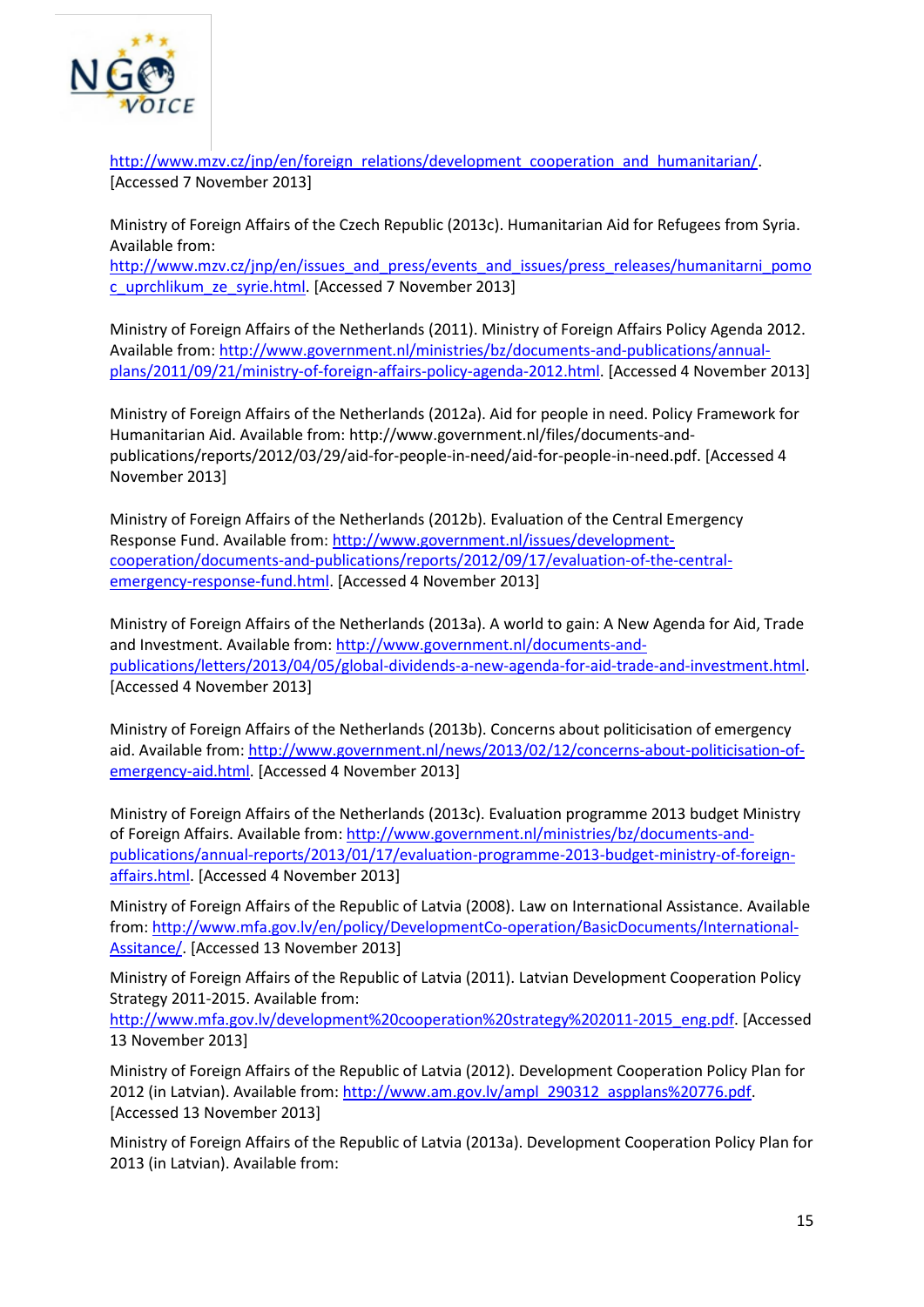http://www.mzv.cz/jnp/en/foreign_relations/development_cooperation_and_humanitarian/. [Accessed 7 November 2013]

Ministry of Foreign Affairs of the Czech Republic (2013c). Humanitarian Aid for Refugees from Syria. Available from: http://www.mzv.cz/jnp/en/issues_and_press/events_and_issues/press_releases/humanitarni_pomoc_uprchlikum_ze_syrie.html. [Accessed 7 November 2013]

Ministry of Foreign Affairs of the Netherlands (2011). Ministry of Foreign Affairs Policy Agenda 2012. Available from: http://www.government.nl/ministries/bz/documents-and-publications/annual-plans/2011/09/21/ministry-of-foreign-affairs-policy-agenda-2012.html. [Accessed 4 November 2013]

Ministry of Foreign Affairs of the Netherlands (2012a). Aid for people in need. Policy Framework for Humanitarian Aid. Available from: http://www.government.nl/files/documents-and-publications/reports/2012/03/29/aid-for-people-in-need/aid-for-people-in-need.pdf. [Accessed 4 November 2013]

Ministry of Foreign Affairs of the Netherlands (2012b). Evaluation of the Central Emergency Response Fund. Available from: http://www.government.nl/issues/development-cooperation/documents-and-publications/reports/2012/09/17/evaluation-of-the-central-emergency-response-fund.html. [Accessed 4 November 2013]

Ministry of Foreign Affairs of the Netherlands (2013a). A world to gain: A New Agenda for Aid, Trade and Investment. Available from: http://www.government.nl/documents-and-publications/letters/2013/04/05/global-dividends-a-new-agenda-for-aid-trade-and-investment.html. [Accessed 4 November 2013]

Ministry of Foreign Affairs of the Netherlands (2013b). Concerns about politicisation of emergency aid. Available from: http://www.government.nl/news/2013/02/12/concerns-about-politicisation-of-emergency-aid.html. [Accessed 4 November 2013]

Ministry of Foreign Affairs of the Netherlands (2013c). Evaluation programme 2013 budget Ministry of Foreign Affairs. Available from: http://www.government.nl/ministries/bz/documents-and-publications/annual-reports/2013/01/17/evaluation-programme-2013-budget-ministry-of-foreign-affairs.html. [Accessed 4 November 2013]

Ministry of Foreign Affairs of the Republic of Latvia (2008). Law on International Assistance. Available from: http://www.mfa.gov.lv/en/policy/DevelopmentCo-operation/BasicDocuments/International-Assitance/. [Accessed 13 November 2013]

Ministry of Foreign Affairs of the Republic of Latvia (2011). Latvian Development Cooperation Policy Strategy 2011-2015. Available from: http://www.mfa.gov.lv/development%20cooperation%20strategy%202011-2015_eng.pdf. [Accessed 13 November 2013]

Ministry of Foreign Affairs of the Republic of Latvia (2012). Development Cooperation Policy Plan for 2012 (in Latvian). Available from: http://www.am.gov.lv/ampl_290312_aspplans%20776.pdf. [Accessed 13 November 2013]

Ministry of Foreign Affairs of the Republic of Latvia (2013a). Development Cooperation Policy Plan for 2013 (in Latvian). Available from: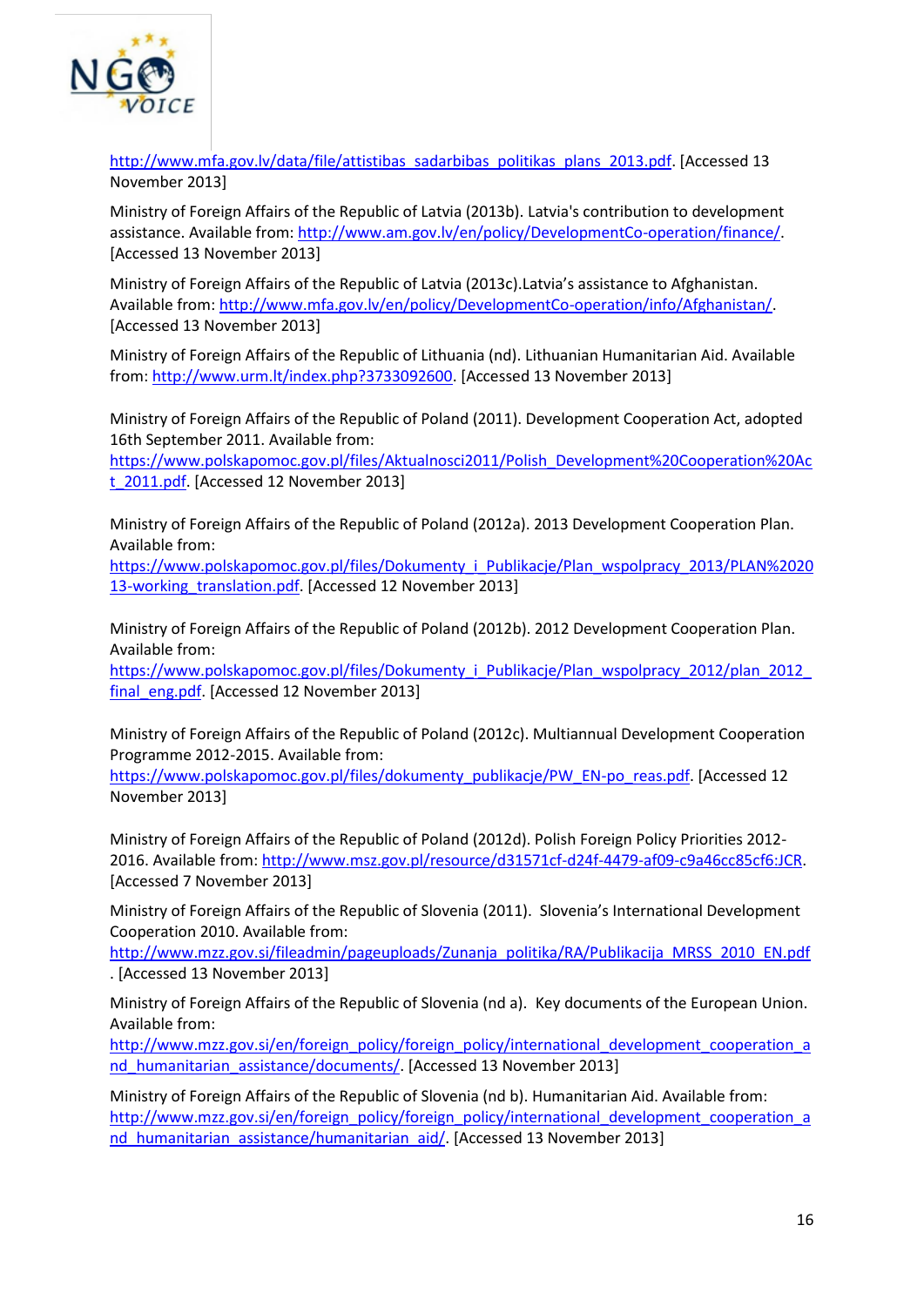http://www.mfa.gov.lv/data/file/attistibas_sadarbibas_politikas_plans_2013.pdf. [Accessed 13 November 2013]

Ministry of Foreign Affairs of the Republic of Latvia (2013b). Latvia's contribution to development assistance. Available from: http://www.am.gov.lv/en/policy/DevelopmentCo-operation/finance/. [Accessed 13 November 2013]

Ministry of Foreign Affairs of the Republic of Latvia (2013c).Latvia's assistance to Afghanistan. Available from: http://www.mfa.gov.lv/en/policy/DevelopmentCo-operation/info/Afghanistan/. [Accessed 13 November 2013]

Ministry of Foreign Affairs of the Republic of Lithuania (nd). Lithuanian Humanitarian Aid. Available from: http://www.urm.lt/index.php?3733092600. [Accessed 13 November 2013]

Ministry of Foreign Affairs of the Republic of Poland (2011). Development Cooperation Act, adopted 16th September 2011. Available from: https://www.polskapomoc.gov.pl/files/Aktualnosci2011/Polish_Development%20Cooperation%20Act_2011.pdf. [Accessed 12 November 2013]

Ministry of Foreign Affairs of the Republic of Poland (2012a). 2013 Development Cooperation Plan. Available from: https://www.polskapomoc.gov.pl/files/Dokumenty_i_Publikacje/Plan_wspolpracy_2013/PLAN%202013-working_translation.pdf. [Accessed 12 November 2013]

Ministry of Foreign Affairs of the Republic of Poland (2012b). 2012 Development Cooperation Plan. Available from: https://www.polskapomoc.gov.pl/files/Dokumenty_i_Publikacje/Plan_wspolpracy_2012/plan_2012_final_eng.pdf. [Accessed 12 November 2013]

Ministry of Foreign Affairs of the Republic of Poland (2012c). Multiannual Development Cooperation Programme 2012-2015. Available from: https://www.polskapomoc.gov.pl/files/dokumenty_publikacje/PW_EN-po_reas.pdf. [Accessed 12 November 2013]

Ministry of Foreign Affairs of the Republic of Poland (2012d). Polish Foreign Policy Priorities 2012-2016. Available from: http://www.msz.gov.pl/resource/d31571cf-d24f-4479-af09-c9a46cc85cf6:JCR. [Accessed 7 November 2013]

Ministry of Foreign Affairs of the Republic of Slovenia (2011). Slovenia's International Development Cooperation 2010. Available from: http://www.mzz.gov.si/fileadmin/pageuploads/Zunanja_politika/RA/Publikacija_MRSS_2010_EN.pdf. [Accessed 13 November 2013]

Ministry of Foreign Affairs of the Republic of Slovenia (nd a). Key documents of the European Union. Available from: http://www.mzz.gov.si/en/foreign_policy/foreign_policy/international_development_cooperation_and_humanitarian_assistance/documents/. [Accessed 13 November 2013]

Ministry of Foreign Affairs of the Republic of Slovenia (nd b). Humanitarian Aid. Available from: http://www.mzz.gov.si/en/foreign_policy/foreign_policy/international_development_cooperation_and_humanitarian_assistance/humanitarian_aid/. [Accessed 13 November 2013]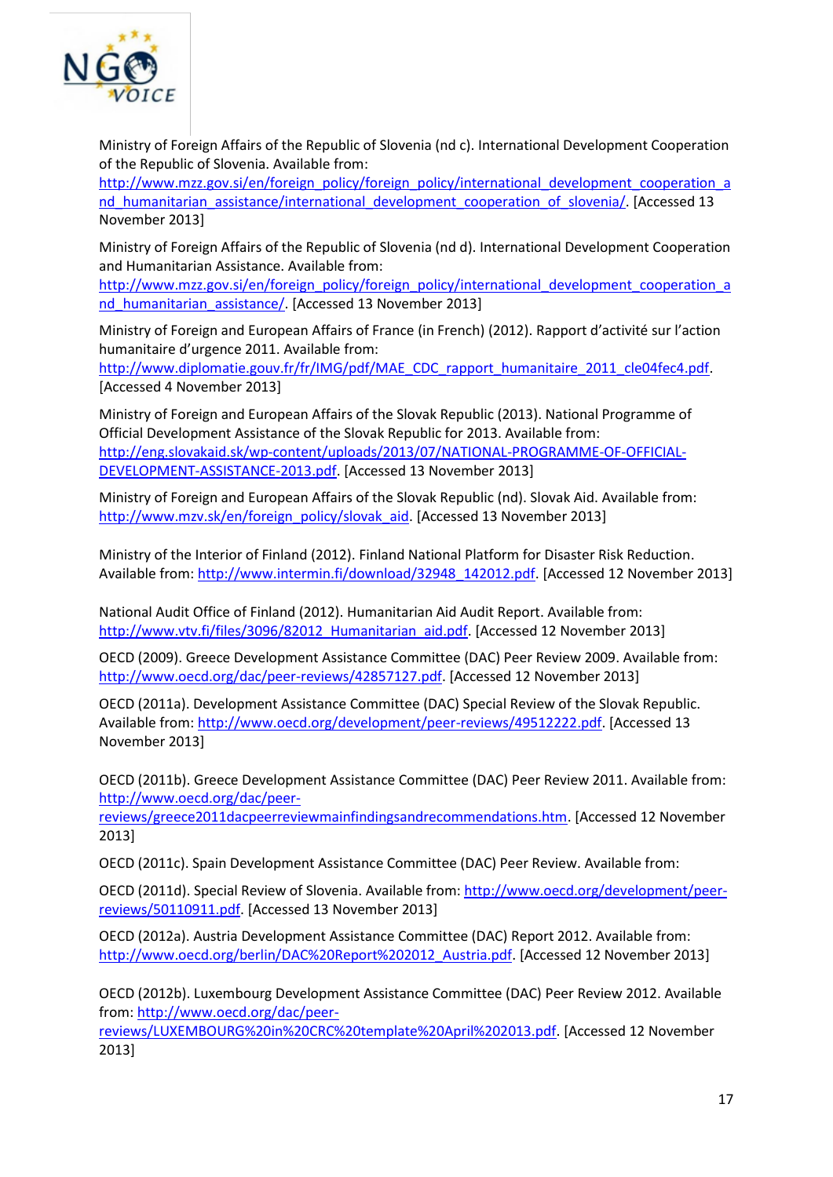Ministry of Foreign Affairs of the Republic of Slovenia (nd c). International Development Cooperation of the Republic of Slovenia. Available from: http://www.mzz.gov.si/en/foreign_policy/foreign_policy/international_development_cooperation_and_humanitarian_assistance/international_development_cooperation_of_slovenia/. [Accessed 13 November 2013]

Ministry of Foreign Affairs of the Republic of Slovenia (nd d). International Development Cooperation and Humanitarian Assistance. Available from: http://www.mzz.gov.si/en/foreign_policy/foreign_policy/international_development_cooperation_and_humanitarian_assistance/. [Accessed 13 November 2013]

Ministry of Foreign and European Affairs of France (in French) (2012). Rapport d'activité sur l'action humanitaire d'urgence 2011. Available from: http://www.diplomatie.gouv.fr/fr/IMG/pdf/MAE_CDC_rapport_humanitaire_2011_cle04fec4.pdf. [Accessed 4 November 2013]

Ministry of Foreign and European Affairs of the Slovak Republic (2013). National Programme of Official Development Assistance of the Slovak Republic for 2013. Available from: http://eng.slovakaid.sk/wp-content/uploads/2013/07/NATIONAL-PROGRAMME-OF-OFFICIAL-DEVELOPMENT-ASSISTANCE-2013.pdf. [Accessed 13 November 2013]

Ministry of Foreign and European Affairs of the Slovak Republic (nd). Slovak Aid. Available from: http://www.mzv.sk/en/foreign_policy/slovak_aid. [Accessed 13 November 2013]

Ministry of the Interior of Finland (2012). Finland National Platform for Disaster Risk Reduction. Available from: http://www.intermin.fi/download/32948_142012.pdf. [Accessed 12 November 2013]

National Audit Office of Finland (2012). Humanitarian Aid Audit Report. Available from: http://www.vtv.fi/files/3096/82012_Humanitarian_aid.pdf. [Accessed 12 November 2013]

OECD (2009). Greece Development Assistance Committee (DAC) Peer Review 2009. Available from: http://www.oecd.org/dac/peer-reviews/42857127.pdf. [Accessed 12 November 2013]

OECD (2011a). Development Assistance Committee (DAC) Special Review of the Slovak Republic. Available from: http://www.oecd.org/development/peer-reviews/49512222.pdf. [Accessed 13 November 2013]

OECD (2011b). Greece Development Assistance Committee (DAC) Peer Review 2011. Available from: http://www.oecd.org/dac/peer-reviews/greece2011dacpeerreviewmainfindingsandrecommendations.htm. [Accessed 12 November 2013]

OECD (2011c). Spain Development Assistance Committee (DAC) Peer Review. Available from:

OECD (2011d). Special Review of Slovenia. Available from: http://www.oecd.org/development/peer-reviews/50110911.pdf. [Accessed 13 November 2013]

OECD (2012a). Austria Development Assistance Committee (DAC) Report 2012. Available from: http://www.oecd.org/berlin/DAC%20Report%202012_Austria.pdf. [Accessed 12 November 2013]

OECD (2012b). Luxembourg Development Assistance Committee (DAC) Peer Review 2012. Available from: http://www.oecd.org/dac/peer-reviews/LUXEMBOURG%20in%20CRC%20template%20April%202013.pdf. [Accessed 12 November 2013]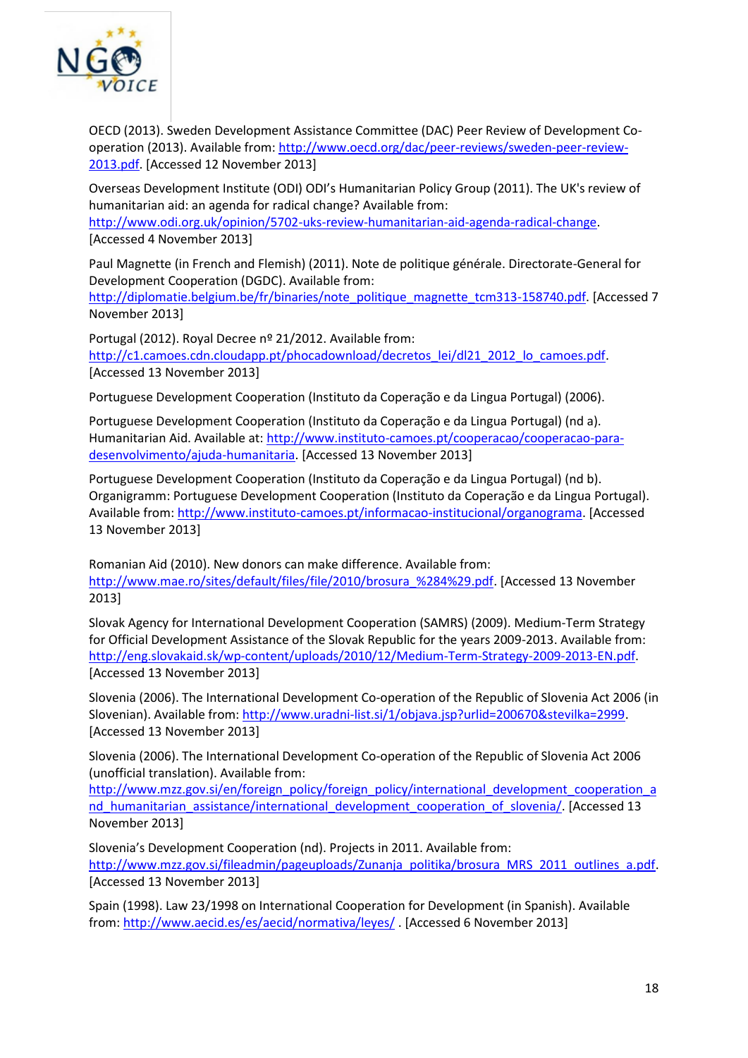OECD (2013). Sweden Development Assistance Committee (DAC) Peer Review of Development Co-operation (2013). Available from: http://www.oecd.org/dac/peer-reviews/sweden-peer-review-2013.pdf. [Accessed 12 November 2013]

Overseas Development Institute (ODI) ODI's Humanitarian Policy Group (2011). The UK's review of humanitarian aid: an agenda for radical change? Available from: http://www.odi.org.uk/opinion/5702-uks-review-humanitarian-aid-agenda-radical-change. [Accessed 4 November 2013]

Paul Magnette (in French and Flemish) (2011). Note de politique générale. Directorate-General for Development Cooperation (DGDC). Available from: http://diplomatie.belgium.be/fr/binaries/note_politique_magnette_tcm313-158740.pdf. [Accessed 7 November 2013]

Portugal (2012). Royal Decree nº 21/2012. Available from: http://c1.camoes.cdn.cloudapp.pt/phocadownload/decretos_lei/dl21_2012_lo_camoes.pdf. [Accessed 13 November 2013]

Portuguese Development Cooperation (Instituto da Coperação e da Lingua Portugal) (2006).

Portuguese Development Cooperation (Instituto da Coperação e da Lingua Portugal) (nd a). Humanitarian Aid. Available at: http://www.instituto-camoes.pt/cooperacao/cooperacao-para-desenvolvimento/ajuda-humanitaria. [Accessed 13 November 2013]

Portuguese Development Cooperation (Instituto da Coperação e da Lingua Portugal) (nd b). Organigramm: Portuguese Development Cooperation (Instituto da Coperação e da Lingua Portugal). Available from: http://www.instituto-camoes.pt/informacao-institucional/organograma. [Accessed 13 November 2013]

Romanian Aid (2010). New donors can make difference. Available from: http://www.mae.ro/sites/default/files/file/2010/brosura_%284%29.pdf. [Accessed 13 November 2013]

Slovak Agency for International Development Cooperation (SAMRS) (2009). Medium-Term Strategy for Official Development Assistance of the Slovak Republic for the years 2009-2013. Available from: http://eng.slovakaid.sk/wp-content/uploads/2010/12/Medium-Term-Strategy-2009-2013-EN.pdf. [Accessed 13 November 2013]

Slovenia (2006). The International Development Co-operation of the Republic of Slovenia Act 2006 (in Slovenian). Available from: http://www.uradni-list.si/1/objava.jsp?urlid=200670&stevilka=2999. [Accessed 13 November 2013]

Slovenia (2006). The International Development Co-operation of the Republic of Slovenia Act 2006 (unofficial translation). Available from: http://www.mzz.gov.si/en/foreign_policy/foreign_policy/international_development_cooperation_and_humanitarian_assistance/international_development_cooperation_of_slovenia/. [Accessed 13 November 2013]

Slovenia's Development Cooperation (nd). Projects in 2011. Available from: http://www.mzz.gov.si/fileadmin/pageuploads/Zunanja_politika/brosura_MRS_2011_outlines_a.pdf. [Accessed 13 November 2013]

Spain (1998). Law 23/1998 on International Cooperation for Development (in Spanish). Available from: http://www.aecid.es/es/aecid/normativa/leyes/ . [Accessed 6 November 2013]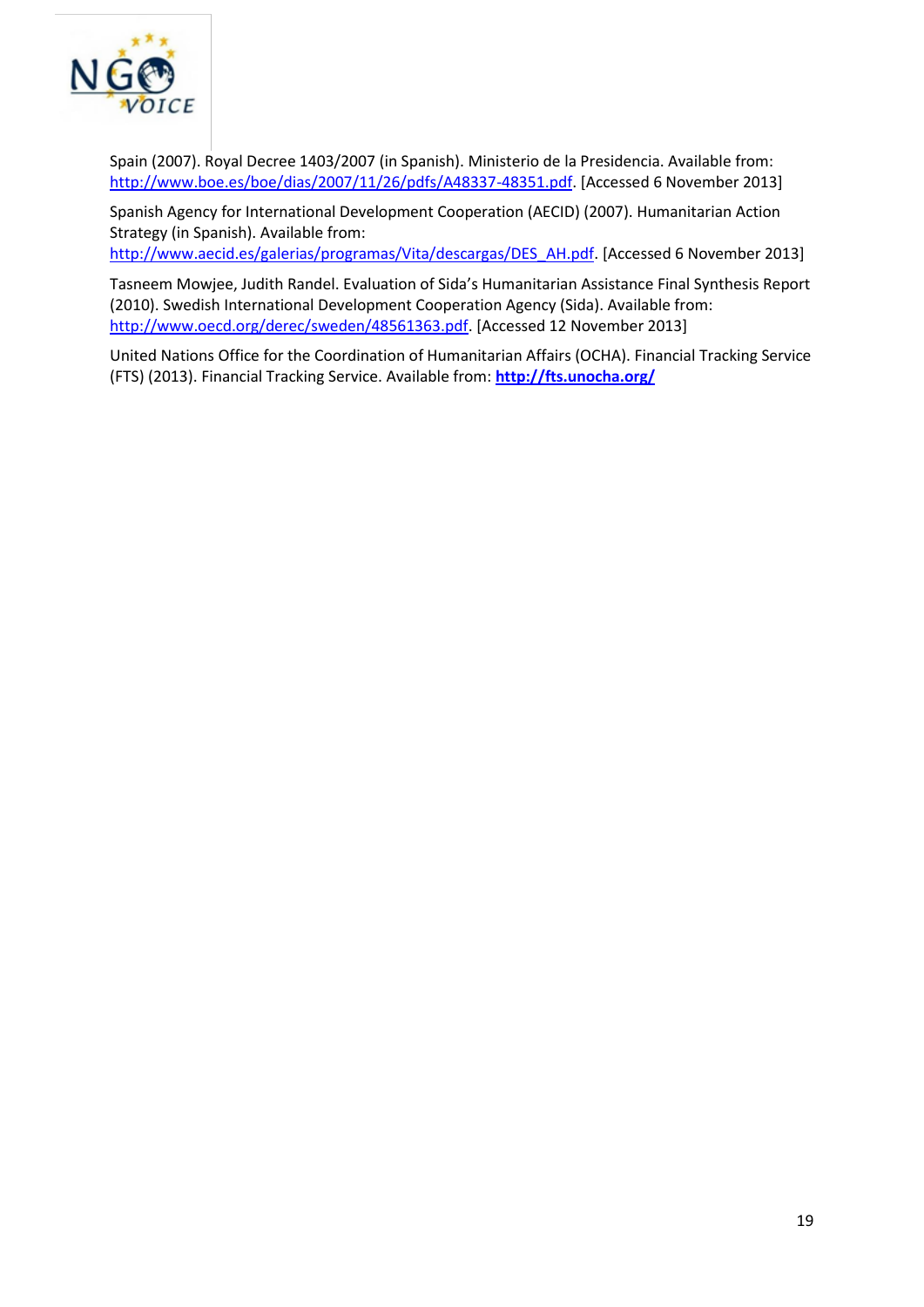Spain (2007). Royal Decree 1403/2007 (in Spanish). Ministerio de la Presidencia. Available from: http://www.boe.es/boe/dias/2007/11/26/pdfs/A48337-48351.pdf. [Accessed 6 November 2013]

Spanish Agency for International Development Cooperation (AECID) (2007). Humanitarian Action Strategy (in Spanish). Available from: http://www.aecid.es/galerias/programas/Vita/descargas/DES_AH.pdf. [Accessed 6 November 2013]

Tasneem Mowjee, Judith Randel. Evaluation of Sida's Humanitarian Assistance Final Synthesis Report (2010). Swedish International Development Cooperation Agency (Sida). Available from: http://www.oecd.org/derec/sweden/48561363.pdf. [Accessed 12 November 2013]

United Nations Office for the Coordination of Humanitarian Affairs (OCHA). Financial Tracking Service (FTS) (2013). Financial Tracking Service. Available from: **http://fts.unocha.org/**